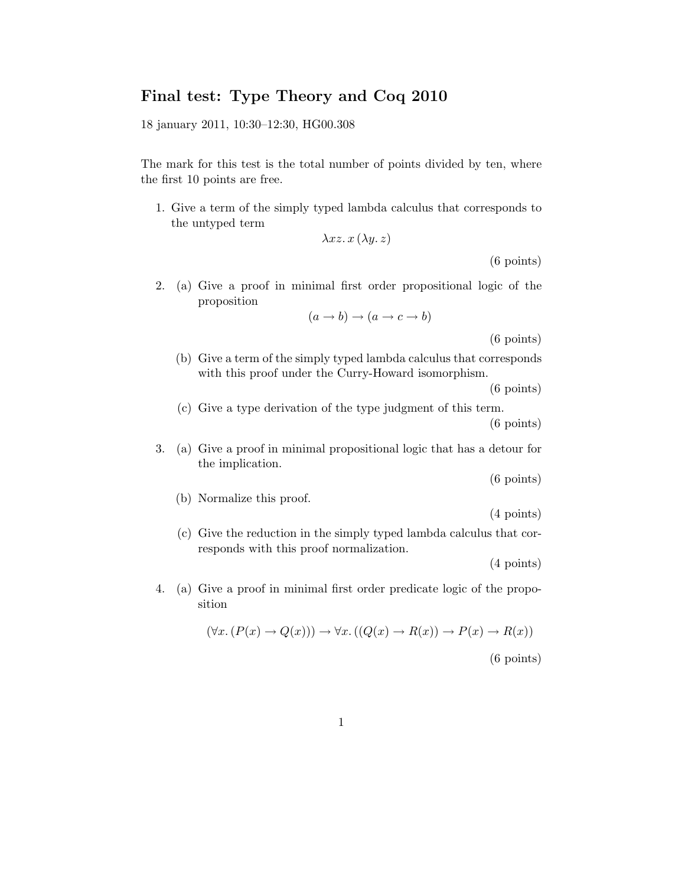## Final test: Type Theory and Coq 2010

18 january 2011, 10:30–12:30, HG00.308

The mark for this test is the total number of points divided by ten, where the first 10 points are free.

1. Give a term of the simply typed lambda calculus that corresponds to the untyped term

$$\lambda xz.\, x\,(\lambda y.\, z)$$

(6 points)

2. (a) Give a proof in minimal first order propositional logic of the proposition

$$(a \to b) \to (a \to c \to b)$$

(6 points)

   (b) Give a term of the simply typed lambda calculus that corresponds with this proof under the Curry-Howard isomorphism.

(6 points)

   (c) Give a type derivation of the type judgment of this term.

(6 points)

3. (a) Give a proof in minimal propositional logic that has a detour for the implication.

(6 points)

   (b) Normalize this proof.

(4 points)

   (c) Give the reduction in the simply typed lambda calculus that corresponds with this proof normalization.

(4 points)

4. (a) Give a proof in minimal first order predicate logic of the proposition

$$(\forall x.\,(P(x) \to Q(x))) \to \forall x.\,((Q(x) \to R(x)) \to P(x) \to R(x))$$

(6 points)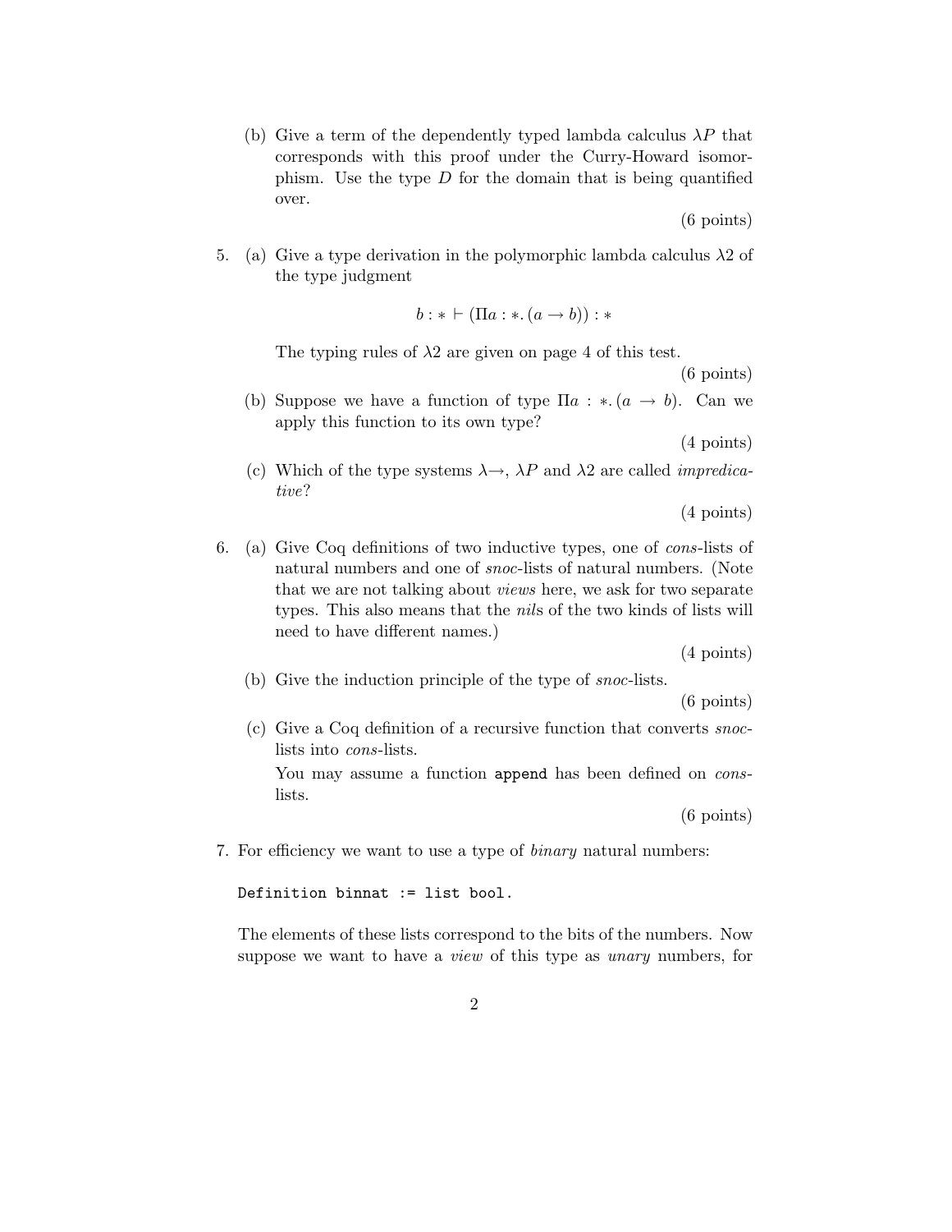(b) Give a term of the dependently typed lambda calculus $\lambda P$ that corresponds with this proof under the Curry-Howard isomorphism. Use the type $D$ for the domain that is being quantified over.

(6 points)

5. (a) Give a type derivation in the polymorphic lambda calculus $\lambda 2$ of the type judgment

$$b : * \vdash (\Pi a : *. \, (a \to b)) : *$$

The typing rules of $\lambda 2$ are given on page 4 of this test.

(6 points)

(b) Suppose we have a function of type $\Pi a : *. \, (a \to b)$. Can we apply this function to its own type?

(4 points)

(c) Which of the type systems $\lambda{\to}$, $\lambda P$ and $\lambda 2$ are called *impredicative*?

(4 points)

6. (a) Give Coq definitions of two inductive types, one of *cons*-lists of natural numbers and one of *snoc*-lists of natural numbers. (Note that we are not talking about *views* here, we ask for two separate types. This also means that the *nil*s of the two kinds of lists will need to have different names.)

(4 points)

(b) Give the induction principle of the type of *snoc*-lists.

(6 points)

(c) Give a Coq definition of a recursive function that converts *snoc*-lists into *cons*-lists.

You may assume a function `append` has been defined on *cons*-lists.

(6 points)

7. For efficiency we want to use a type of *binary* natural numbers:

```
Definition binnat := list bool.
```

The elements of these lists correspond to the bits of the numbers. Now suppose we want to have a *view* of this type as *unary* numbers, for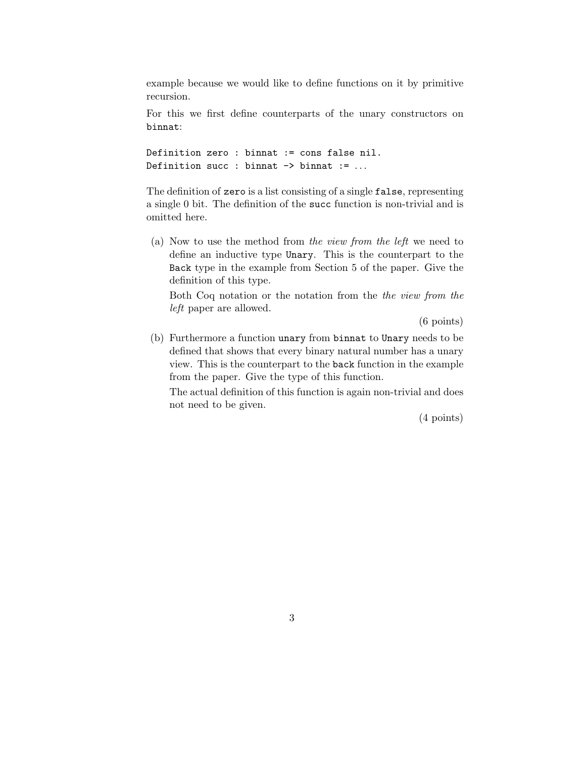example because we would like to define functions on it by primitive recursion.

For this we first define counterparts of the unary constructors on `binnat`:

```
Definition zero : binnat := cons false nil.
Definition succ : binnat -> binnat := ...
```

The definition of `zero` is a list consisting of a single `false`, representing a single 0 bit. The definition of the `succ` function is non-trivial and is omitted here.

(a) Now to use the method from *the view from the left* we need to define an inductive type `Unary`. This is the counterpart to the `Back` type in the example from Section 5 of the paper. Give the definition of this type.

Both Coq notation or the notation from the *the view from the left* paper are allowed.

(6 points)

(b) Furthermore a function `unary` from `binnat` to `Unary` needs to be defined that shows that every binary natural number has a unary view. This is the counterpart to the `back` function in the example from the paper. Give the type of this function.

The actual definition of this function is again non-trivial and does not need to be given.

(4 points)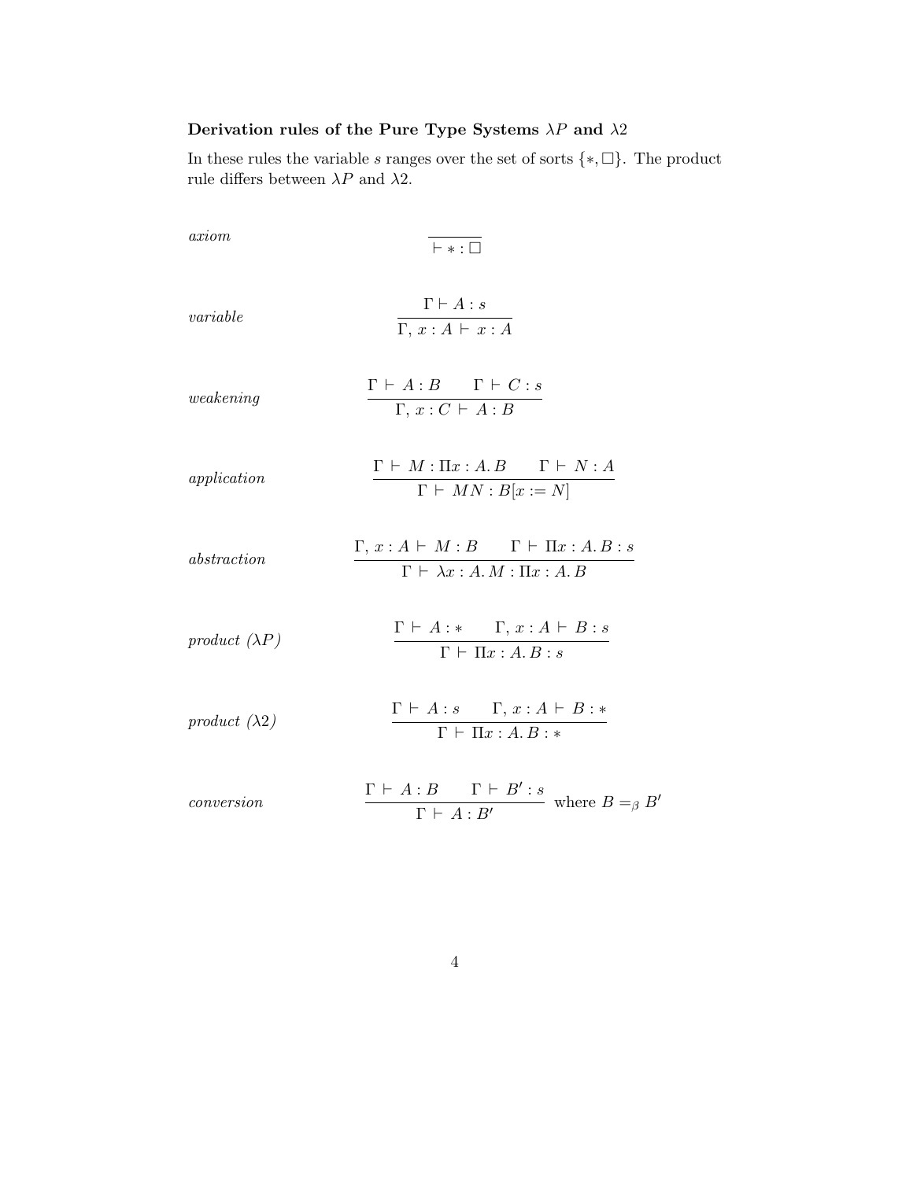**Derivation rules of the Pure Type Systems $\lambda P$ and $\lambda 2$**

In these rules the variable $s$ ranges over the set of sorts $\{*, \Box\}$. The product rule differs between $\lambda P$ and $\lambda 2$.

*axiom*

$$\frac{}{\vdash * : \Box}$$

*variable*

$$\frac{\Gamma \vdash A : s}{\Gamma,\, x : A \,\vdash\, x : A}$$

*weakening*

$$\frac{\Gamma \,\vdash\, A : B \qquad \Gamma \,\vdash\, C : s}{\Gamma,\, x : C \,\vdash\, A : B}$$

*application*

$$\frac{\Gamma \,\vdash\, M : \Pi x : A.\, B \qquad \Gamma \,\vdash\, N : A}{\Gamma \,\vdash\, MN : B[x := N]}$$

*abstraction*

$$\frac{\Gamma,\, x : A \,\vdash\, M : B \qquad \Gamma \,\vdash\, \Pi x : A.\, B : s}{\Gamma \,\vdash\, \lambda x : A.\, M : \Pi x : A.\, B}$$

*product ($\lambda P$)*

$$\frac{\Gamma \,\vdash\, A : * \qquad \Gamma,\, x : A \,\vdash\, B : s}{\Gamma \,\vdash\, \Pi x : A.\, B : s}$$

*product ($\lambda 2$)*

$$\frac{\Gamma \,\vdash\, A : s \qquad \Gamma,\, x : A \,\vdash\, B : *}{\Gamma \,\vdash\, \Pi x : A.\, B : *}$$

*conversion*

$$\frac{\Gamma \,\vdash\, A : B \qquad \Gamma \,\vdash\, B' : s}{\Gamma \,\vdash\, A : B'} \text{ where } B =_\beta B'$$